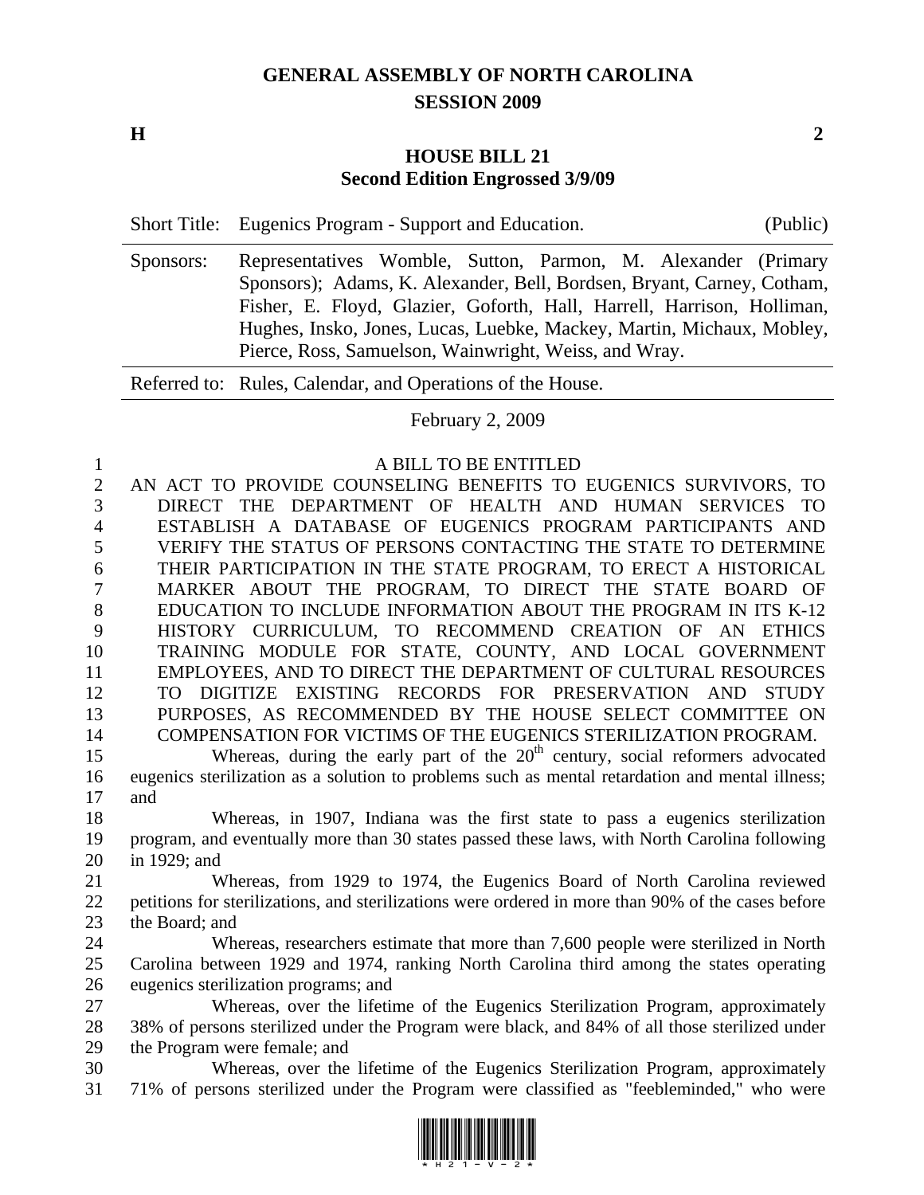# GENERAL ASSEMBLY OF NORTH CAROLINA
## SESSION 2009

**H** **2**

## HOUSE BILL 21
### Second Edition Engrossed 3/9/09

Short Title: Eugenics Program - Support and Education. (Public)

Sponsors: Representatives Womble, Sutton, Parmon, M. Alexander (Primary Sponsors); Adams, K. Alexander, Bell, Bordsen, Bryant, Carney, Cotham, Fisher, E. Floyd, Glazier, Goforth, Hall, Harrell, Harrison, Holliman, Hughes, Insko, Jones, Lucas, Luebke, Mackey, Martin, Michaux, Mobley, Pierce, Ross, Samuelson, Wainwright, Weiss, and Wray.

Referred to: Rules, Calendar, and Operations of the House.

February 2, 2009

A BILL TO BE ENTITLED

AN ACT TO PROVIDE COUNSELING BENEFITS TO EUGENICS SURVIVORS, TO DIRECT THE DEPARTMENT OF HEALTH AND HUMAN SERVICES TO ESTABLISH A DATABASE OF EUGENICS PROGRAM PARTICIPANTS AND VERIFY THE STATUS OF PERSONS CONTACTING THE STATE TO DETERMINE THEIR PARTICIPATION IN THE STATE PROGRAM, TO ERECT A HISTORICAL MARKER ABOUT THE PROGRAM, TO DIRECT THE STATE BOARD OF EDUCATION TO INCLUDE INFORMATION ABOUT THE PROGRAM IN ITS K-12 HISTORY CURRICULUM, TO RECOMMEND CREATION OF AN ETHICS TRAINING MODULE FOR STATE, COUNTY, AND LOCAL GOVERNMENT EMPLOYEES, AND TO DIRECT THE DEPARTMENT OF CULTURAL RESOURCES TO DIGITIZE EXISTING RECORDS FOR PRESERVATION AND STUDY PURPOSES, AS RECOMMENDED BY THE HOUSE SELECT COMMITTEE ON COMPENSATION FOR VICTIMS OF THE EUGENICS STERILIZATION PROGRAM.

Whereas, during the early part of the 20th century, social reformers advocated eugenics sterilization as a solution to problems such as mental retardation and mental illness; and

Whereas, in 1907, Indiana was the first state to pass a eugenics sterilization program, and eventually more than 30 states passed these laws, with North Carolina following in 1929; and

Whereas, from 1929 to 1974, the Eugenics Board of North Carolina reviewed petitions for sterilizations, and sterilizations were ordered in more than 90% of the cases before the Board; and

Whereas, researchers estimate that more than 7,600 people were sterilized in North Carolina between 1929 and 1974, ranking North Carolina third among the states operating eugenics sterilization programs; and

Whereas, over the lifetime of the Eugenics Sterilization Program, approximately 38% of persons sterilized under the Program were black, and 84% of all those sterilized under the Program were female; and

Whereas, over the lifetime of the Eugenics Sterilization Program, approximately 71% of persons sterilized under the Program were classified as "feebleminded," who were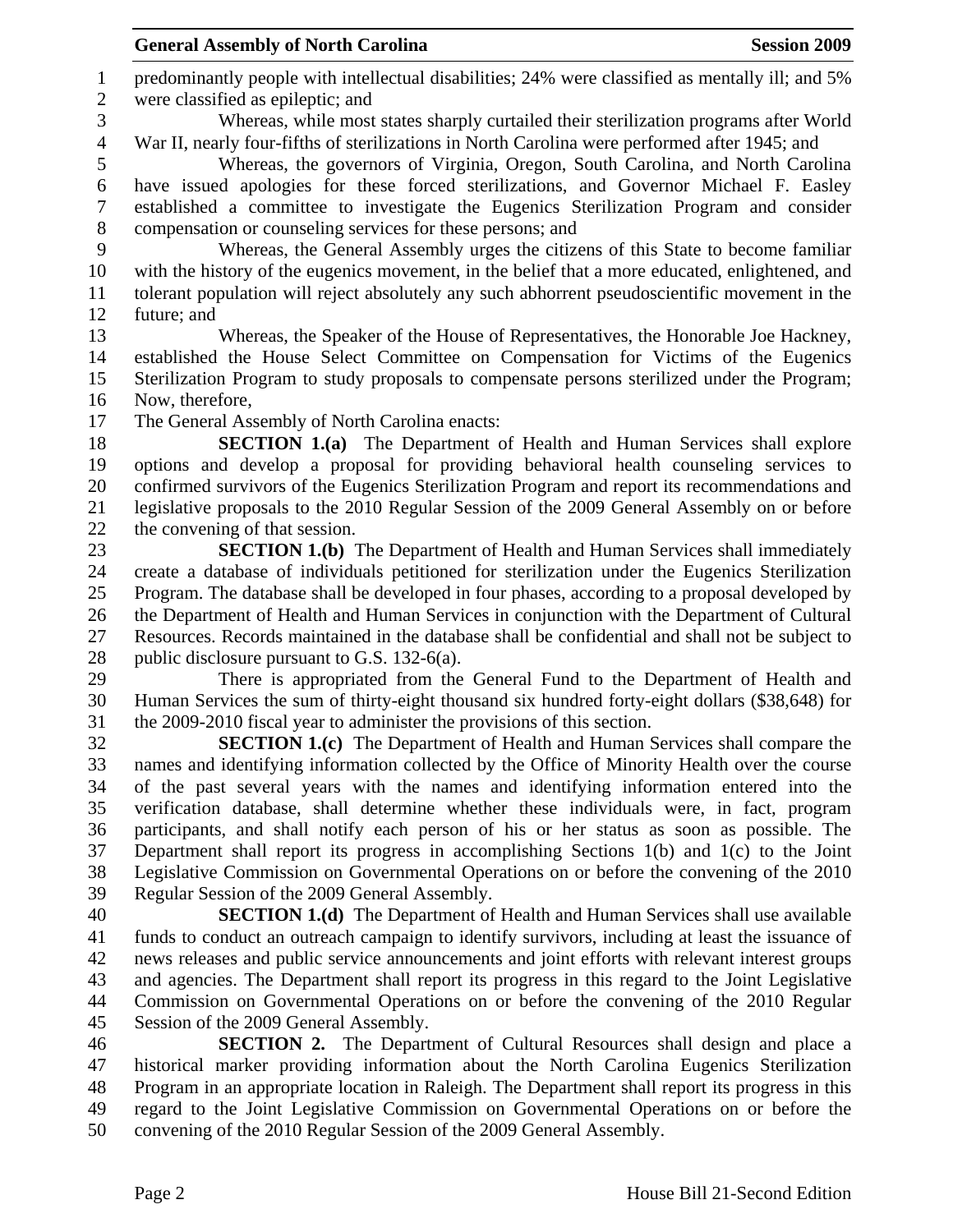predominantly people with intellectual disabilities; 24% were classified as mentally ill; and 5% were classified as epileptic; and

Whereas, while most states sharply curtailed their sterilization programs after World War II, nearly four-fifths of sterilizations in North Carolina were performed after 1945; and

Whereas, the governors of Virginia, Oregon, South Carolina, and North Carolina have issued apologies for these forced sterilizations, and Governor Michael F. Easley established a committee to investigate the Eugenics Sterilization Program and consider compensation or counseling services for these persons; and

Whereas, the General Assembly urges the citizens of this State to become familiar with the history of the eugenics movement, in the belief that a more educated, enlightened, and tolerant population will reject absolutely any such abhorrent pseudoscientific movement in the future; and

Whereas, the Speaker of the House of Representatives, the Honorable Joe Hackney, established the House Select Committee on Compensation for Victims of the Eugenics Sterilization Program to study proposals to compensate persons sterilized under the Program; Now, therefore,

The General Assembly of North Carolina enacts:

**SECTION 1.(a)** The Department of Health and Human Services shall explore options and develop a proposal for providing behavioral health counseling services to confirmed survivors of the Eugenics Sterilization Program and report its recommendations and legislative proposals to the 2010 Regular Session of the 2009 General Assembly on or before the convening of that session.

**SECTION 1.(b)** The Department of Health and Human Services shall immediately create a database of individuals petitioned for sterilization under the Eugenics Sterilization Program. The database shall be developed in four phases, according to a proposal developed by the Department of Health and Human Services in conjunction with the Department of Cultural Resources. Records maintained in the database shall be confidential and shall not be subject to public disclosure pursuant to G.S. 132-6(a).

There is appropriated from the General Fund to the Department of Health and Human Services the sum of thirty-eight thousand six hundred forty-eight dollars ($38,648) for the 2009-2010 fiscal year to administer the provisions of this section.

**SECTION 1.(c)** The Department of Health and Human Services shall compare the names and identifying information collected by the Office of Minority Health over the course of the past several years with the names and identifying information entered into the verification database, shall determine whether these individuals were, in fact, program participants, and shall notify each person of his or her status as soon as possible. The Department shall report its progress in accomplishing Sections 1(b) and 1(c) to the Joint Legislative Commission on Governmental Operations on or before the convening of the 2010 Regular Session of the 2009 General Assembly.

**SECTION 1.(d)** The Department of Health and Human Services shall use available funds to conduct an outreach campaign to identify survivors, including at least the issuance of news releases and public service announcements and joint efforts with relevant interest groups and agencies. The Department shall report its progress in this regard to the Joint Legislative Commission on Governmental Operations on or before the convening of the 2010 Regular Session of the 2009 General Assembly.

**SECTION 2.** The Department of Cultural Resources shall design and place a historical marker providing information about the North Carolina Eugenics Sterilization Program in an appropriate location in Raleigh. The Department shall report its progress in this regard to the Joint Legislative Commission on Governmental Operations on or before the convening of the 2010 Regular Session of the 2009 General Assembly.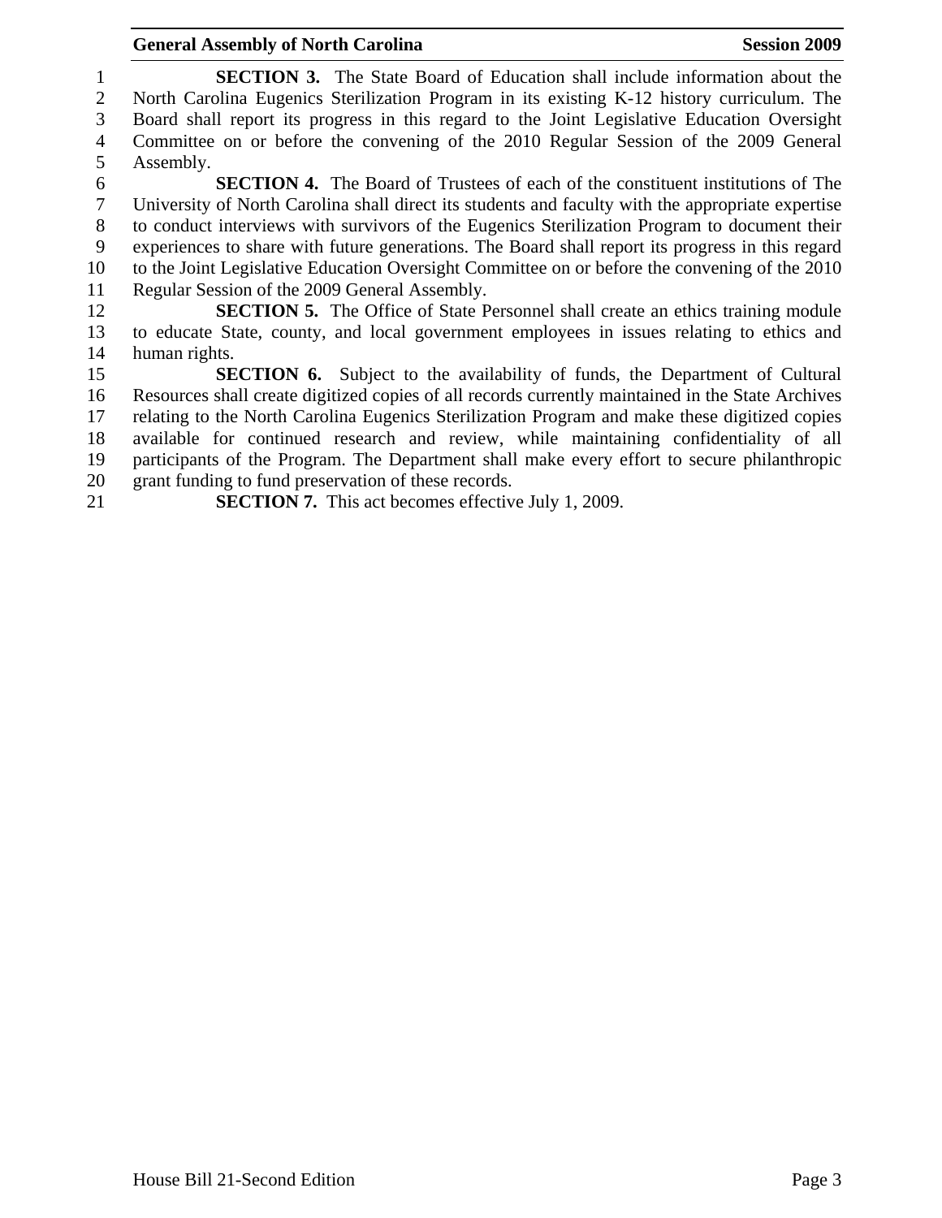**SECTION 3.** The State Board of Education shall include information about the North Carolina Eugenics Sterilization Program in its existing K-12 history curriculum. The Board shall report its progress in this regard to the Joint Legislative Education Oversight Committee on or before the convening of the 2010 Regular Session of the 2009 General Assembly.

**SECTION 4.** The Board of Trustees of each of the constituent institutions of The University of North Carolina shall direct its students and faculty with the appropriate expertise to conduct interviews with survivors of the Eugenics Sterilization Program to document their experiences to share with future generations. The Board shall report its progress in this regard to the Joint Legislative Education Oversight Committee on or before the convening of the 2010 Regular Session of the 2009 General Assembly.

**SECTION 5.** The Office of State Personnel shall create an ethics training module to educate State, county, and local government employees in issues relating to ethics and human rights.

**SECTION 6.** Subject to the availability of funds, the Department of Cultural Resources shall create digitized copies of all records currently maintained in the State Archives relating to the North Carolina Eugenics Sterilization Program and make these digitized copies available for continued research and review, while maintaining confidentiality of all participants of the Program. The Department shall make every effort to secure philanthropic grant funding to fund preservation of these records.

**SECTION 7.** This act becomes effective July 1, 2009.